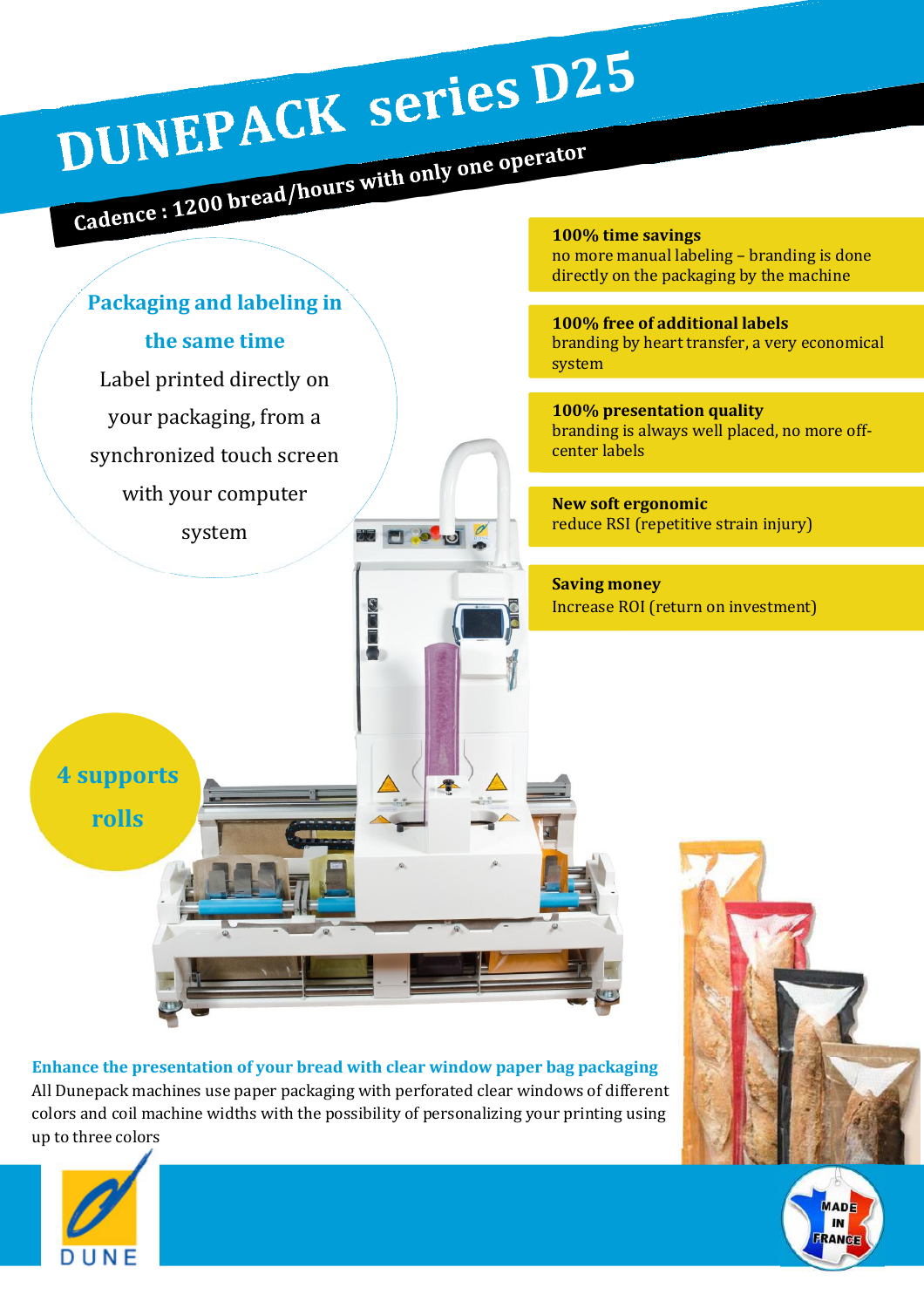# DUNEPACK series D25

**Cadence : 1200 bread/hours with only one operator**

**Packaging and labeling in the same time**

Label printed directly on your packaging, from a synchronized touch screen with your computer system

**100% time savings**
no more manual labeling – branding is done directly on the packaging by the machine

**100% free of additional labels**
branding by heart transfer, a very economical system

**100% presentation quality**
branding is always well placed, no more off-center labels

**New soft ergonomic**
reduce RSI (repetitive strain injury)

**Saving money**
Increase ROI (return on investment)

**4 supports rolls**

**Enhance the presentation of your bread with clear window paper bag packaging**

All Dunepack machines use paper packaging with perforated clear windows of different colors and coil machine widths with the possibility of personalizing your printing using up to three colors

DUNE

MADE IN FRANCE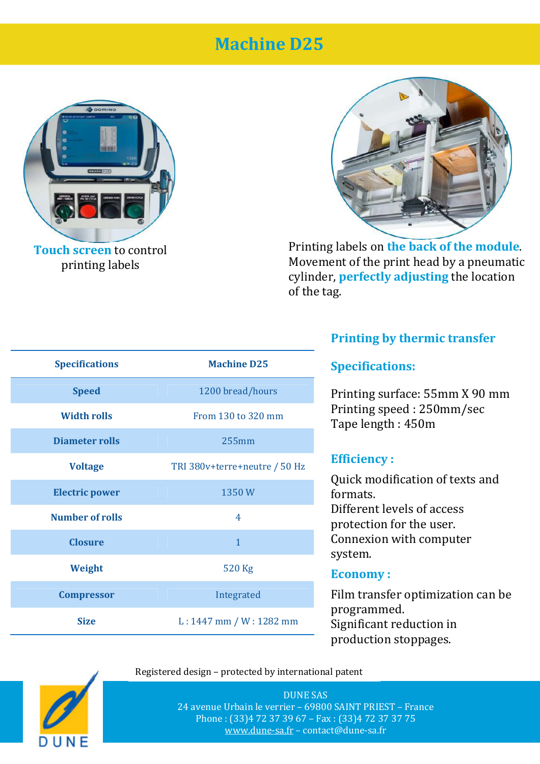# Machine D25

**Touch screen** to control printing labels

Printing labels on **the back of the module**. Movement of the print head by a pneumatic cylinder, **perfectly adjusting** the location of the tag.

| Specifications | Machine D25 |
|---|---|
| Speed | 1200 bread/hours |
| Width rolls | From 130 to 320 mm |
| Diameter rolls | 255mm |
| Voltage | TRI 380v+terre+neutre / 50 Hz |
| Electric power | 1350 W |
| Number of rolls | 4 |
| Closure | 1 |
| Weight | 520 Kg |
| Compressor | Integrated |
| Size | L : 1447 mm / W : 1282 mm |

## Printing by thermic transfer

### Specifications:

Printing surface: 55mm X 90 mm
Printing speed : 250mm/sec
Tape length : 450m

### Efficiency :

Quick modification of texts and formats.
Different levels of access protection for the user.
Connexion with computer system.

### Economy :

Film transfer optimization can be programmed.
Significant reduction in production stoppages.

Registered design – protected by international patent

DUNE

DUNE SAS
24 avenue Urbain le verrier – 69800 SAINT PRIEST – France
Phone : (33)4 72 37 39 67 – Fax : (33)4 72 37 37 75
www.dune-sa.fr – contact@dune-sa.fr